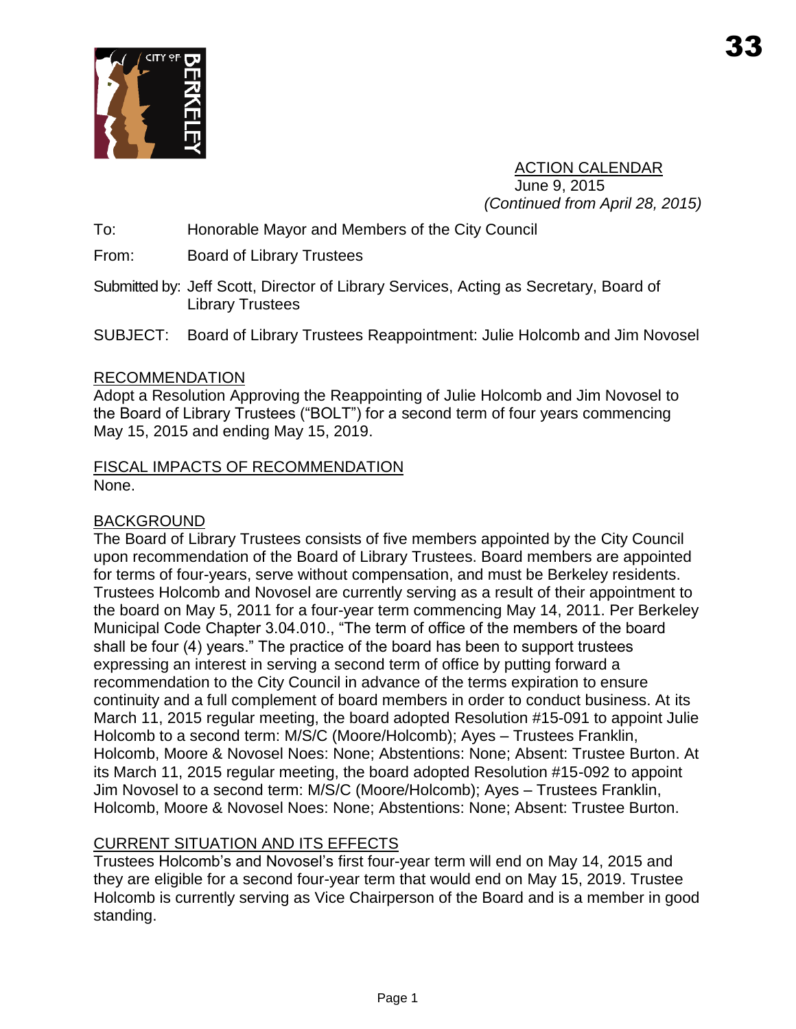33

ACTION CALENDAR
June 9, 2015
*(Continued from April 28, 2015)*

To: Honorable Mayor and Members of the City Council

From: Board of Library Trustees

Submitted by: Jeff Scott, Director of Library Services, Acting as Secretary, Board of Library Trustees

SUBJECT: Board of Library Trustees Reappointment: Julie Holcomb and Jim Novosel

## RECOMMENDATION

Adopt a Resolution Approving the Reappointing of Julie Holcomb and Jim Novosel to the Board of Library Trustees ("BOLT") for a second term of four years commencing May 15, 2015 and ending May 15, 2019.

## FISCAL IMPACTS OF RECOMMENDATION

None.

## BACKGROUND

The Board of Library Trustees consists of five members appointed by the City Council upon recommendation of the Board of Library Trustees. Board members are appointed for terms of four-years, serve without compensation, and must be Berkeley residents. Trustees Holcomb and Novosel are currently serving as a result of their appointment to the board on May 5, 2011 for a four-year term commencing May 14, 2011. Per Berkeley Municipal Code Chapter 3.04.010., "The term of office of the members of the board shall be four (4) years." The practice of the board has been to support trustees expressing an interest in serving a second term of office by putting forward a recommendation to the City Council in advance of the terms expiration to ensure continuity and a full complement of board members in order to conduct business. At its March 11, 2015 regular meeting, the board adopted Resolution #15-091 to appoint Julie Holcomb to a second term: M/S/C (Moore/Holcomb); Ayes – Trustees Franklin, Holcomb, Moore & Novosel Noes: None; Abstentions: None; Absent: Trustee Burton. At its March 11, 2015 regular meeting, the board adopted Resolution #15-092 to appoint Jim Novosel to a second term: M/S/C (Moore/Holcomb); Ayes – Trustees Franklin, Holcomb, Moore & Novosel Noes: None; Abstentions: None; Absent: Trustee Burton.

## CURRENT SITUATION AND ITS EFFECTS

Trustees Holcomb's and Novosel's first four-year term will end on May 14, 2015 and they are eligible for a second four-year term that would end on May 15, 2019. Trustee Holcomb is currently serving as Vice Chairperson of the Board and is a member in good standing.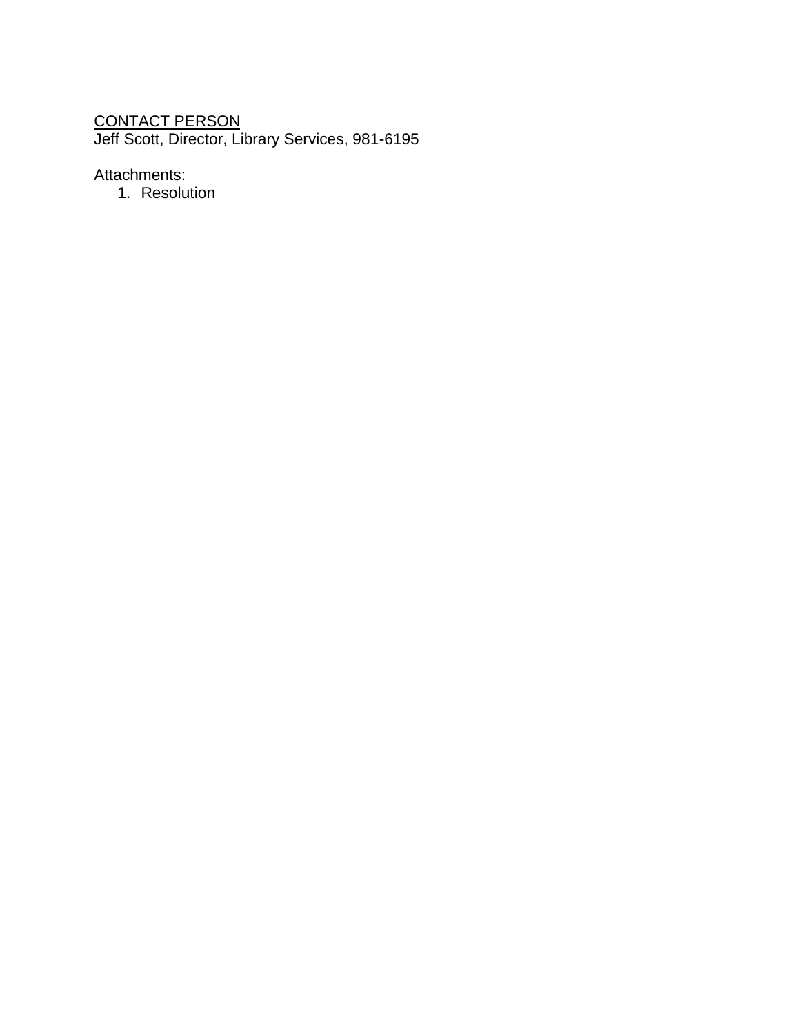<u>CONTACT PERSON</u>
Jeff Scott, Director, Library Services, 981-6195

Attachments:

1. Resolution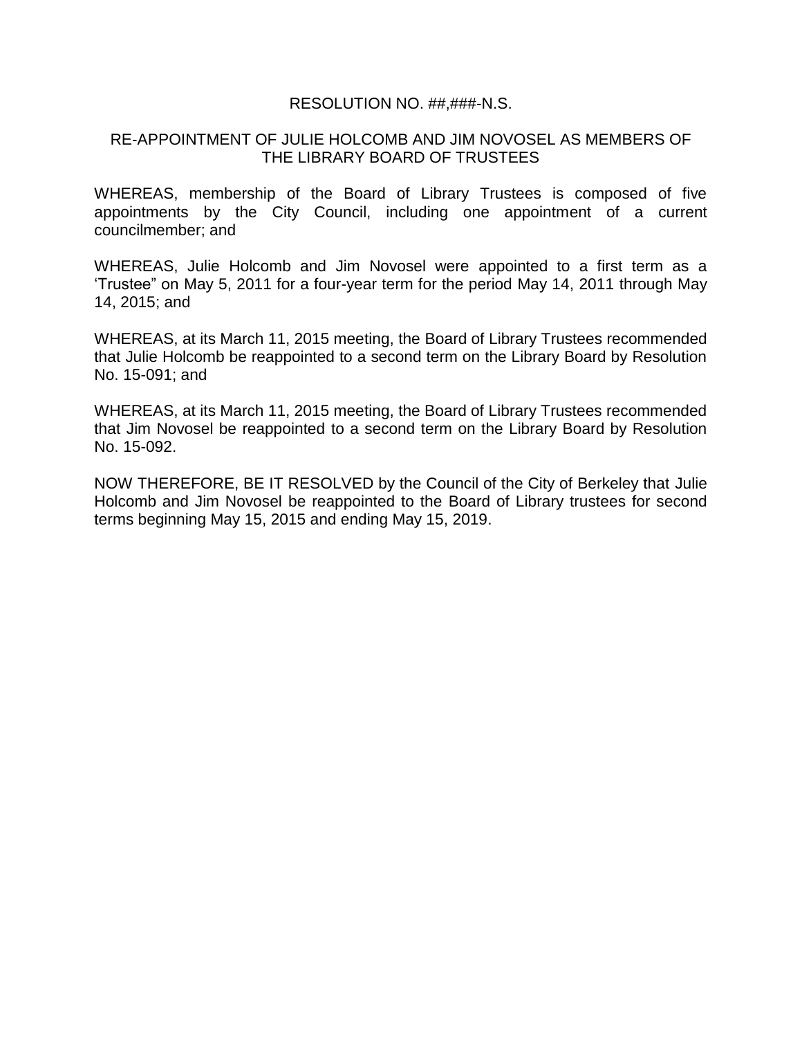RESOLUTION NO. ##,###-N.S.

RE-APPOINTMENT OF JULIE HOLCOMB AND JIM NOVOSEL AS MEMBERS OF THE LIBRARY BOARD OF TRUSTEES

WHEREAS, membership of the Board of Library Trustees is composed of five appointments by the City Council, including one appointment of a current councilmember; and

WHEREAS, Julie Holcomb and Jim Novosel were appointed to a first term as a 'Trustee" on May 5, 2011 for a four-year term for the period May 14, 2011 through May 14, 2015; and

WHEREAS, at its March 11, 2015 meeting, the Board of Library Trustees recommended that Julie Holcomb be reappointed to a second term on the Library Board by Resolution No. 15-091; and

WHEREAS, at its March 11, 2015 meeting, the Board of Library Trustees recommended that Jim Novosel be reappointed to a second term on the Library Board by Resolution No. 15-092.

NOW THEREFORE, BE IT RESOLVED by the Council of the City of Berkeley that Julie Holcomb and Jim Novosel be reappointed to the Board of Library trustees for second terms beginning May 15, 2015 and ending May 15, 2019.